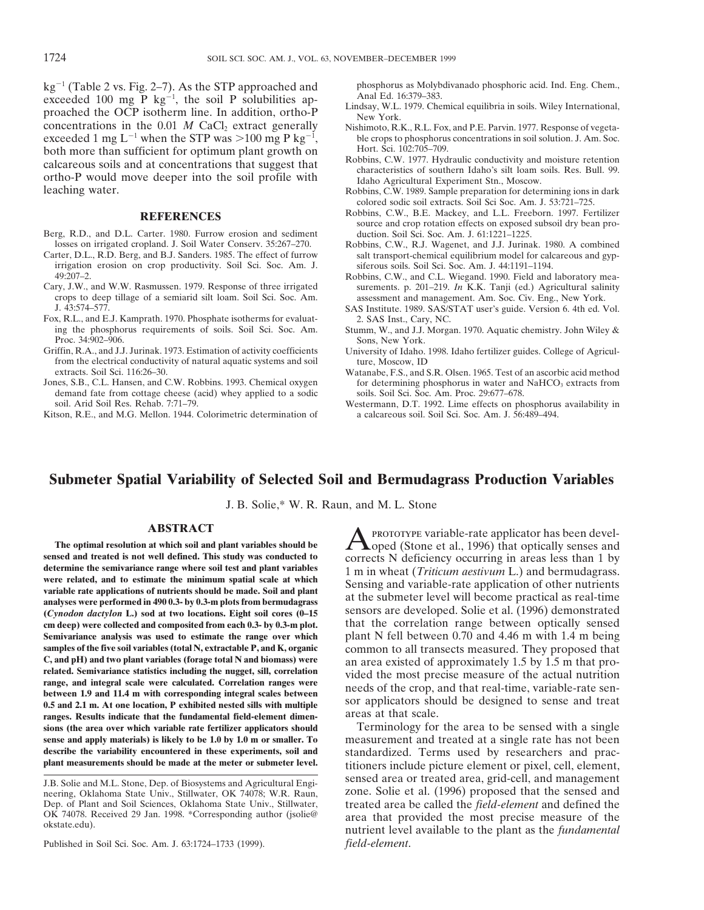$kg^{-1}$ (Table 2 vs. Fig. 2–7). As the STP approached and exceeded 100 mg P $kg^{-1}$, the soil P solubilities approached the OCP isotherm line. In addition, ortho-P concentrations in the 0.01 *M* $CaCl_2$ extract generally exceeded 1 mg $L^{-1}$ when the STP was >100 mg P $kg^{-1}$, both more than sufficient for optimum plant growth on calcareous soils and at concentrations that suggest that ortho-P would move deeper into the soil profile with leaching water.

## REFERENCES

Berg, R.D., and D.L. Carter. 1980. Furrow erosion and sediment losses on irrigated cropland. J. Soil Water Conserv. 35:267–270.

Carter, D.L., R.D. Berg, and B.J. Sanders. 1985. The effect of furrow irrigation erosion on crop productivity. Soil Sci. Soc. Am. J. 49:207–2.

Cary, J.W., and W.W. Rasmussen. 1979. Response of three irrigated crops to deep tillage of a semiarid silt loam. Soil Sci. Soc. Am. J. 43:574–577.

Fox, R.L., and E.J. Kamprath. 1970. Phosphate isotherms for evaluating the phosphorus requirements of soils. Soil Sci. Soc. Am. Proc. 34:902–906.

Griffin, R.A., and J.J. Jurinak. 1973. Estimation of activity coefficients from the electrical conductivity of natural aquatic systems and soil extracts. Soil Sci. 116:26–30.

Jones, S.B., C.L. Hansen, and C.W. Robbins. 1993. Chemical oxygen demand fate from cottage cheese (acid) whey applied to a sodic soil. Arid Soil Res. Rehab. 7:71–79.

Kitson, R.E., and M.G. Mellon. 1944. Colorimetric determination of phosphorus as Molybdivanado phosphoric acid. Ind. Eng. Chem., Anal Ed. 16:379–383.

Lindsay, W.L. 1979. Chemical equilibria in soils. Wiley International, New York.

Nishimoto, R.K., R.L. Fox, and P.E. Parvin. 1977. Response of vegetable crops to phosphorus concentrations in soil solution. J. Am. Soc. Hort. Sci. 102:705–709.

Robbins, C.W. 1977. Hydraulic conductivity and moisture retention characteristics of southern Idaho's silt loam soils. Res. Bull. 99. Idaho Agricultural Experiment Stn., Moscow.

Robbins, C.W. 1989. Sample preparation for determining ions in dark colored sodic soil extracts. Soil Sci Soc. Am. J. 53:721–725.

Robbins, C.W., B.E. Mackey, and L.L. Freeborn. 1997. Fertilizer source and crop rotation effects on exposed subsoil dry bean production. Soil Sci. Soc. Am. J. 61:1221–1225.

Robbins, C.W., R.J. Wagenet, and J.J. Jurinak. 1980. A combined salt transport-chemical equilibrium model for calcareous and gypsiferous soils. Soil Sci. Soc. Am. J. 44:1191–1194.

Robbins, C.W., and C.L. Wiegand. 1990. Field and laboratory measurements. p. 201–219. *In* K.K. Tanji (ed.) Agricultural salinity assessment and management. Am. Soc. Civ. Eng., New York.

SAS Institute. 1989. SAS/STAT user's guide. Version 6. 4th ed. Vol. 2. SAS Inst., Cary, NC.

Stumm, W., and J.J. Morgan. 1970. Aquatic chemistry. John Wiley & Sons, New York.

University of Idaho. 1998. Idaho fertilizer guides. College of Agriculture, Moscow, ID

Watanabe, F.S., and S.R. Olsen. 1965. Test of an ascorbic acid method for determining phosphorus in water and $NaHCO_3$ extracts from soils. Soil Sci. Soc. Am. Proc. 29:677–678.

Westermann, D.T. 1992. Lime effects on phosphorus availability in a calcareous soil. Soil Sci. Soc. Am. J. 56:489–494.

# Submeter Spatial Variability of Selected Soil and Bermudagrass Production Variables

J. B. Solie,* W. R. Raun, and M. L. Stone

## ABSTRACT

**The optimal resolution at which soil and plant variables should be sensed and treated is not well defined. This study was conducted to determine the semivariance range where soil test and plant variables were related, and to estimate the minimum spatial scale at which variable rate applications of nutrients should be made. Soil and plant analyses were performed in 490 0.3- by 0.3-m plots from bermudagrass (*Cynodon dactylon* L.) sod at two locations. Eight soil cores (0–15 cm deep) were collected and composited from each 0.3- by 0.3-m plot. Semivariance analysis was used to estimate the range over which samples of the five soil variables (total N, extractable P, and K, organic C, and pH) and two plant variables (forage total N and biomass) were related. Semivariance statistics including the nugget, sill, correlation range, and integral scale were calculated. Correlation ranges were between 1.9 and 11.4 m with corresponding integral scales between 0.5 and 2.1 m. At one location, P exhibited nested sills with multiple ranges. Results indicate that the fundamental field-element dimensions (the area over which variable rate fertilizer applicators should sense and apply materials) is likely to be 1.0 by 1.0 m or smaller. To describe the variability encountered in these experiments, soil and plant measurements should be made at the meter or submeter level.**

J.B. Solie and M.L. Stone, Dep. of Biosystems and Agricultural Engineering, Oklahoma State Univ., Stillwater, OK 74078; W.R. Raun, Dep. of Plant and Soil Sciences, Oklahoma State Univ., Stillwater, OK 74078. Received 29 Jan. 1998. *Corresponding author (jsolie@okstate.edu).

Published in Soil Sci. Soc. Am. J. 63:1724–1733 (1999).

A PROTOTYPE variable-rate applicator has been developed (Stone et al., 1996) that optically senses and corrects N deficiency occurring in areas less than 1 by 1 m in wheat (*Triticum aestivum* L.) and bermudagrass. Sensing and variable-rate application of other nutrients at the submeter level will become practical as real-time sensors are developed. Solie et al. (1996) demonstrated that the correlation range between optically sensed plant N fell between 0.70 and 4.46 m with 1.4 m being common to all transects measured. They proposed that an area existed of approximately 1.5 by 1.5 m that provided the most precise measure of the actual nutrition needs of the crop, and that real-time, variable-rate sensor applicators should be designed to sense and treat areas at that scale.

Terminology for the area to be sensed with a single measurement and treated at a single rate has not been standardized. Terms used by researchers and practitioners include picture element or pixel, cell, element, sensed area or treated area, grid-cell, and management zone. Solie et al. (1996) proposed that the sensed and treated area be called the *field-element* and defined the area that provided the most precise measure of the nutrient level available to the plant as the *fundamental field-element*.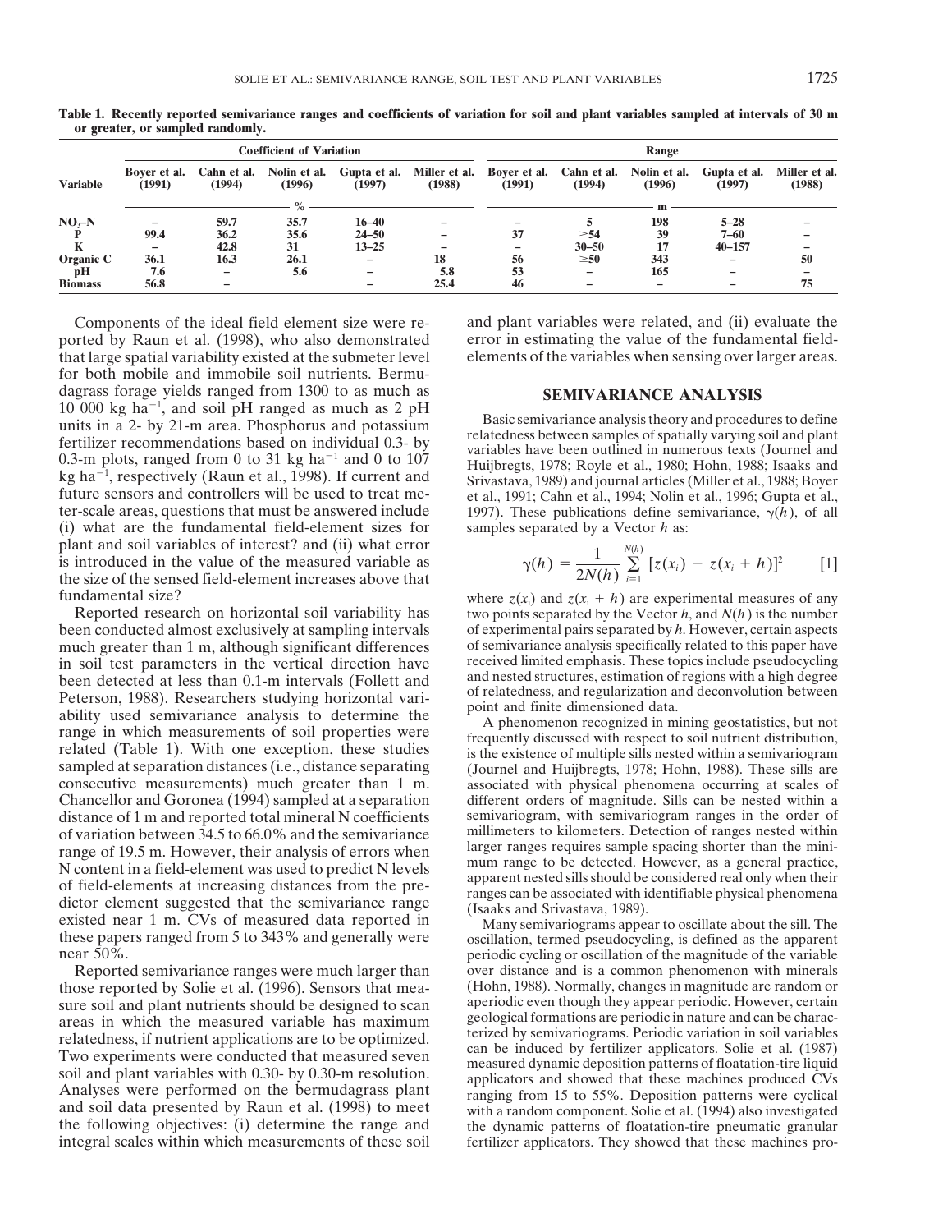**Table 1. Recently reported semivariance ranges and coefficients of variation for soil and plant variables sampled at intervals of 30 m or greater, or sampled randomly.**

| Variable | Coefficient of Variation | | | | | Range | | | | |
|---|---|---|---|---|---|---|---|---|---|---|
| | Boyer et al. (1991) | Cahn et al. (1994) | Nolin et al. (1996) | Gupta et al. (1997) | Miller et al. (1988) | Boyer et al. (1991) | Cahn et al. (1994) | Nolin et al. (1996) | Gupta et al. (1997) | Miller et al. (1988) |
| | % | | | | | m | | | | |
| $NO_3$–N | – | 59.7 | 35.7 | 16–40 | – | – | 5 | 198 | 5–28 | – |
| P | 99.4 | 36.2 | 35.6 | 24–50 | – | 37 | ≥54 | 39 | 7–60 | – |
| K | – | 42.8 | 31 | 13–25 | – | – | 30–50 | 17 | 40–157 | – |
| Organic C | 36.1 | 16.3 | 26.1 | – | 18 | 56 | ≥50 | 343 | – | 50 |
| pH | 7.6 | – | 5.6 | – | 5.8 | 53 | – | 165 | – | – |
| Biomass | 56.8 | – | | – | 25.4 | 46 | – | – | – | 75 |

Components of the ideal field element size were reported by Raun et al. (1998), who also demonstrated that large spatial variability existed at the submeter level for both mobile and immobile soil nutrients. Bermudagrass forage yields ranged from 1300 to as much as 10 000 kg ha$^{-1}$, and soil pH ranged as much as 2 pH units in a 2- by 21-m area. Phosphorus and potassium fertilizer recommendations based on individual 0.3- by 0.3-m plots, ranged from 0 to 31 kg ha$^{-1}$ and 0 to 107 kg ha$^{-1}$, respectively (Raun et al., 1998). If current and future sensors and controllers will be used to treat meter-scale areas, questions that must be answered include (i) what are the fundamental field-element sizes for plant and soil variables of interest? and (ii) what error is introduced in the value of the measured variable as the size of the sensed field-element increases above that fundamental size?

Reported research on horizontal soil variability has been conducted almost exclusively at sampling intervals much greater than 1 m, although significant differences in soil test parameters in the vertical direction have been detected at less than 0.1-m intervals (Follett and Peterson, 1988). Researchers studying horizontal variability used semivariance analysis to determine the range in which measurements of soil properties were related (Table 1). With one exception, these studies sampled at separation distances (i.e., distance separating consecutive measurements) much greater than 1 m. Chancellor and Goronea (1994) sampled at a separation distance of 1 m and reported total mineral N coefficients of variation between 34.5 to 66.0% and the semivariance range of 19.5 m. However, their analysis of errors when N content in a field-element was used to predict N levels of field-elements at increasing distances from the predictor element suggested that the semivariance range existed near 1 m. CVs of measured data reported in these papers ranged from 5 to 343% and generally were near 50%.

Reported semivariance ranges were much larger than those reported by Solie et al. (1996). Sensors that measure soil and plant nutrients should be designed to scan areas in which the measured variable has maximum relatedness, if nutrient applications are to be optimized. Two experiments were conducted that measured seven soil and plant variables with 0.30- by 0.30-m resolution. Analyses were performed on the bermudagrass plant and soil data presented by Raun et al. (1998) to meet the following objectives: (i) determine the range and integral scales within which measurements of these soil and plant variables were related, and (ii) evaluate the error in estimating the value of the fundamental field-elements of the variables when sensing over larger areas.

## SEMIVARIANCE ANALYSIS

Basic semivariance analysis theory and procedures to define relatedness between samples of spatially varying soil and plant variables have been outlined in numerous texts (Journel and Huijbregts, 1978; Royle et al., 1980; Hohn, 1988; Isaaks and Srivastava, 1989) and journal articles (Miller et al., 1988; Boyer et al., 1991; Cahn et al., 1994; Nolin et al., 1996; Gupta et al., 1997). These publications define semivariance, $\gamma(h)$, of all samples separated by a Vector $h$ as:

$$\gamma(h) = \frac{1}{2N(h)} \sum_{i=1}^{N(h)} [z(x_i) - z(x_i + h)]^2 \qquad [1]$$

where $z(x_i)$ and $z(x_i + h)$ are experimental measures of any two points separated by the Vector $h$, and $N(h)$ is the number of experimental pairs separated by $h$. However, certain aspects of semivariance analysis specifically related to this paper have received limited emphasis. These topics include pseudocycling and nested structures, estimation of regions with a high degree of relatedness, and regularization and deconvolution between point and finite dimensioned data.

A phenomenon recognized in mining geostatistics, but not frequently discussed with respect to soil nutrient distribution, is the existence of multiple sills nested within a semivariogram (Journel and Huijbregts, 1978; Hohn, 1988). These sills are associated with physical phenomena occurring at scales of different orders of magnitude. Sills can be nested within a semivariogram, with semivariogram ranges in the order of millimeters to kilometers. Detection of ranges nested within larger ranges requires sample spacing shorter than the minimum range to be detected. However, as a general practice, apparent nested sills should be considered real only when their ranges can be associated with identifiable physical phenomena (Isaaks and Srivastava, 1989).

Many semivariograms appear to oscillate about the sill. The oscillation, termed pseudocycling, is defined as the apparent periodic cycling or oscillation of the magnitude of the variable over distance and is a common phenomenon with minerals (Hohn, 1988). Normally, changes in magnitude are random or aperiodic even though they appear periodic. However, certain geological formations are periodic in nature and can be characterized by semivariograms. Periodic variation in soil variables can be induced by fertilizer applicators. Solie et al. (1987) measured dynamic deposition patterns of floatation-tire liquid applicators and showed that these machines produced CVs ranging from 15 to 55%. Deposition patterns were cyclical with a random component. Solie et al. (1994) also investigated the dynamic patterns of floatation-tire pneumatic granular fertilizer applicators. They showed that these machines pro-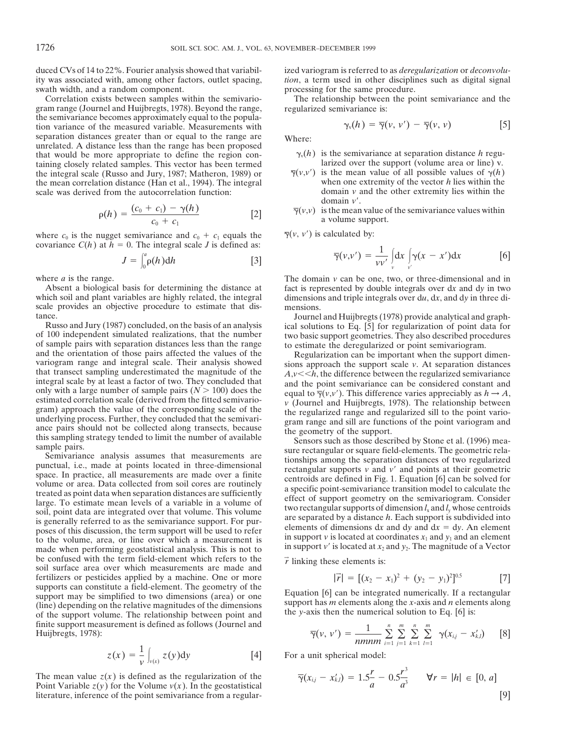duced CVs of 14 to 22%. Fourier analysis showed that variability was associated with, among other factors, outlet spacing, swath width, and a random component.

Correlation exists between samples within the semivariogram range (Journel and Huijbregts, 1978). Beyond the range, the semivariance becomes approximately equal to the population variance of the measured variable. Measurements with separation distances greater than or equal to the range are unrelated. A distance less than the range has been proposed that would be more appropriate to define the region containing closely related samples. This vector has been termed the integral scale (Russo and Jury, 1987; Matheron, 1989) or the mean correlation distance (Han et al., 1994). The integral scale was derived from the autocorrelation function:

$$\rho(h) = \frac{(c_0 + c_1) - \gamma(h)}{c_0 + c_1} \qquad [2]$$

where $c_0$ is the nugget semivariance and $c_0 + c_1$ equals the covariance $C(h)$ at $h = 0$. The integral scale $J$ is defined as:

$$J = \int_0^a \rho(h)\mathrm{d}h \qquad [3]$$

where $a$ is the range.

Absent a biological basis for determining the distance at which soil and plant variables are highly related, the integral scale provides an objective procedure to estimate that distance.

Russo and Jury (1987) concluded, on the basis of an analysis of 100 independent simulated realizations, that the number of sample pairs with separation distances less than the range and the orientation of those pairs affected the values of the variogram range and integral scale. Their analysis showed that transect sampling underestimated the magnitude of the integral scale by at least a factor of two. They concluded that only with a large number of sample pairs ($N > 100$) does the estimated correlation scale (derived from the fitted semivariogram) approach the value of the corresponding scale of the underlying process. Further, they concluded that the semivariance pairs should not be collected along transects, because this sampling strategy tended to limit the number of available sample pairs.

Semivariance analysis assumes that measurements are punctual, i.e., made at points located in three-dimensional space. In practice, all measurements are made over a finite volume or area. Data collected from soil cores are routinely treated as point data when separation distances are sufficiently large. To estimate mean levels of a variable in a volume of soil, point data are integrated over that volume. This volume is generally referred to as the semivariance support. For purposes of this discussion, the term support will be used to refer to the volume, area, or line over which a measurement is made when performing geostatistical analysis. This is not to be confused with the term field-element which refers to the soil surface area over which measurements are made and fertilizers or pesticides applied by a machine. One or more supports can constitute a field-element. The geometry of the support may be simplified to two dimensions (area) or one (line) depending on the relative magnitudes of the dimensions of the support volume. The relationship between point and finite support measurement is defined as follows (Journel and Huijbregts, 1978):

$$z(x) = \frac{1}{v}\int_{v(x)} z(y)\mathrm{d}y \qquad [4]$$

The mean value $z(x)$ is defined as the regularization of the Point Variable $z(y)$ for the Volume $v(x)$. In the geostatistical literature, inference of the point semivariance from a regularized variogram is referred to as *deregularization* or *deconvolution*, a term used in other disciplines such as digital signal processing for the same procedure.

The relationship between the point semivariance and the regularized semivariance is:

$$\gamma_v(h) = \bar{\gamma}(v, v') - \bar{\gamma}(v, v) \qquad [5]$$

Where:

- $\gamma_v(h)$ is the semivariance at separation distance $h$ regularized over the support (volume area or line) v.
- $\bar{\gamma}(v,v')$ is the mean value of all possible values of $\gamma(h)$ when one extremity of the vector $h$ lies within the domain $v$ and the other extremity lies within the domain $v'$.
- $\bar{\gamma}(v,v)$ is the mean value of the semivariance values within a volume support.

$\bar{\gamma}(v, v')$ is calculated by:

$$\bar{\gamma}(v,v') = \frac{1}{vv'}\int_v \mathrm{d}x \int_{v'} \gamma(x - x')\mathrm{d}x \qquad [6]$$

The domain $v$ can be one, two, or three-dimensional and in fact is represented by double integrals over d$x$ and d$y$ in two dimensions and triple integrals over d$u$, d$x$, and d$y$ in three dimensions.

Journel and Huijbregts (1978) provide analytical and graphical solutions to Eq. [5] for regularization of point data for two basic support geometries. They also described procedures to estimate the deregularized or point semivariogram.

Regularization can be important when the support dimensions approach the support scale $v$. At separation distances $A, v << h$, the difference between the regularized semivariance and the point semivariance can be considered constant and equal to $\bar{\gamma}(v,v')$. This difference varies appreciably as $h \rightarrow A$, $v$ (Journel and Huijbregts, 1978). The relationship between the regularized range and regularized sill to the point variogram range and sill are functions of the point variogram and the geometry of the support.

Sensors such as those described by Stone et al. (1996) measure rectangular or square field-elements. The geometric relationships among the separation distances of two regularized rectangular supports $v$ and $v'$ and points at their geometric centroids are defined in Fig. 1. Equation [6] can be solved for a specific point-semivariance transition model to calculate the effect of support geometry on the semivariogram. Consider two rectangular supports of dimension $l_x$ and $l_y$ whose centroids are separated by a distance $h$. Each support is subdivided into elements of dimensions d$x$ and d$y$ and d$x$ = d$y$. An element in support $v$ is located at coordinates $x_1$ and $y_1$ and an element in support $v'$ is located at $x_2$ and $y_2$. The magnitude of a Vector $\vec{r}$ linking these elements is:

$$|\vec{r}| = [(x_2 - x_1)^2 + (y_2 - y_1)^2]^{0.5} \qquad [7]$$

Equation [6] can be integrated numerically. If a rectangular support has $m$ elements along the $x$-axis and $n$ elements along the $y$-axis then the numerical solution to Eq. [6] is:

$$\bar{\gamma}(v, v') = \frac{1}{nmnm}\sum_{i=1}^{n}\sum_{j=1}^{m}\sum_{k=1}^{n}\sum_{l=1}^{m} \gamma(x_{i,j} - x'_{k,l}) \qquad [8]$$

For a unit spherical model:

$$\bar{\gamma}(x_{i,j} - x'_{k,l}) = 1.5\frac{r}{a} - 0.5\frac{r^3}{a^3} \qquad \forall r = |h| \in [0, a] \qquad [9]$$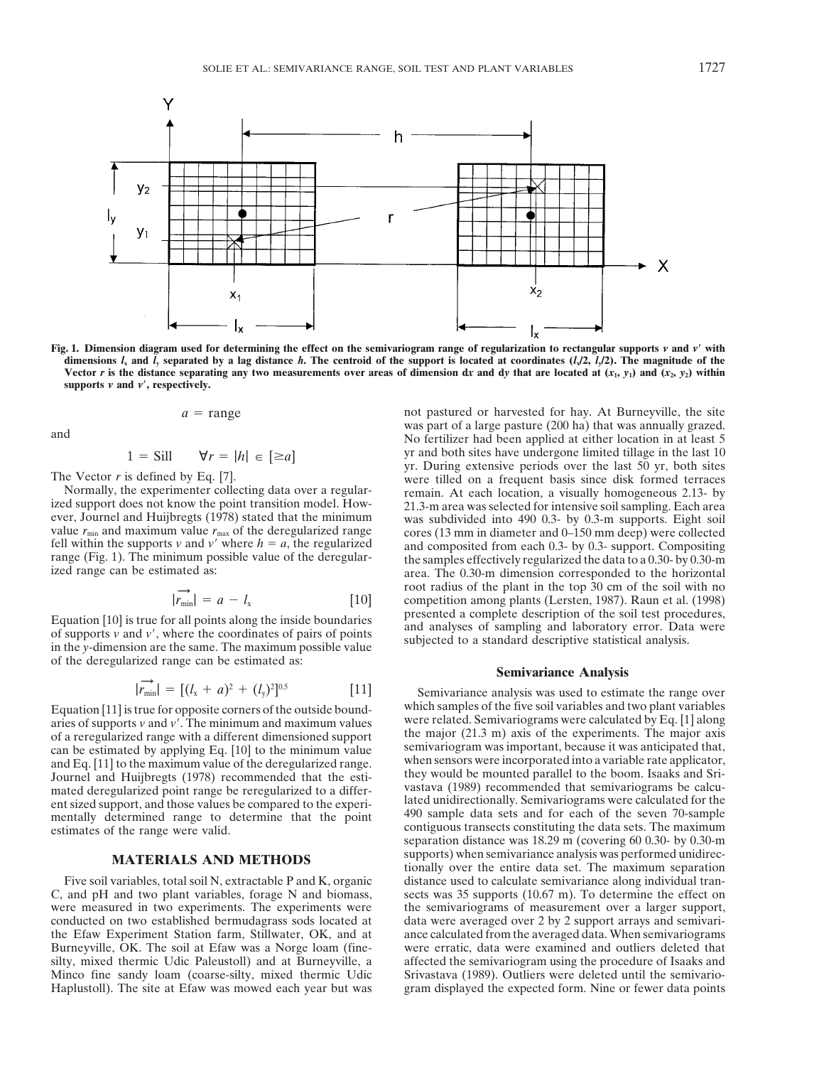Fig. 1. Dimension diagram used for determining the effect on the semivariogram range of regularization to rectangular supports $v$ and $v'$ with dimensions $l_x$ and $l_y$ separated by a lag distance $h$. The centroid of the support is located at coordinates $(l_x/2, l_y/2)$. The magnitude of the Vector $r$ is the distance separating any two measurements over areas of dimension d$x$ and d$y$ that are located at $(x_1, y_1)$ and $(x_2, y_2)$ within supports $v$ and $v'$, respectively.

$$a = \text{range}$$

and

$$1 = \text{Sill} \qquad \forall r = |h| \in [\geq a]$$

The Vector $r$ is defined by Eq. [7].

Normally, the experimenter collecting data over a regularized support does not know the point transition model. However, Journel and Huijbregts (1978) stated that the minimum value $r_{min}$ and maximum value $r_{max}$ of the deregularized range fell within the supports $v$ and $v'$ where $h = a$, the regularized range (Fig. 1). The minimum possible value of the deregularized range can be estimated as:

$$|\overrightarrow{r_{min}}| = a - l_x \qquad [10]$$

Equation [10] is true for all points along the inside boundaries of supports $v$ and $v'$, where the coordinates of pairs of points in the $y$-dimension are the same. The maximum possible value of the deregularized range can be estimated as:

$$|\overrightarrow{r_{min}}| = [(l_x + a)^2 + (l_y)^2]^{0.5} \qquad [11]$$

Equation [11] is true for opposite corners of the outside boundaries of supports $v$ and $v'$. The minimum and maximum values of a reregularized range with a different dimensioned support can be estimated by applying Eq. [10] to the minimum value and Eq. [11] to the maximum value of the deregularized range. Journel and Huijbregts (1978) recommended that the estimated deregularized point range be reregularized to a different sized support, and those values be compared to the experimentally determined range to determine that the point estimates of the range were valid.

## MATERIALS AND METHODS

Five soil variables, total soil N, extractable P and K, organic C, and pH and two plant variables, forage N and biomass, were measured in two experiments. The experiments were conducted on two established bermudagrass sods located at the Efaw Experiment Station farm, Stillwater, OK, and at Burneyville, OK. The soil at Efaw was a Norge loam (fine-silty, mixed thermic Udic Paleustoll) and at Burneyville, a Minco fine sandy loam (coarse-silty, mixed thermic Udic Haplustoll). The site at Efaw was mowed each year but was not pastured or harvested for hay. At Burneyville, the site was part of a large pasture (200 ha) that was annually grazed. No fertilizer had been applied at either location in at least 5 yr and both sites have undergone limited tillage in the last 10 yr. During extensive periods over the last 50 yr, both sites were tilled on a frequent basis since disk formed terraces remain. At each location, a visually homogeneous 2.13- by 21.3-m area was selected for intensive soil sampling. Each area was subdivided into 490 0.3- by 0.3-m supports. Eight soil cores (13 mm in diameter and 0–150 mm deep) were collected and composited from each 0.3- by 0.3- support. Compositing the samples effectively regularized the data to a 0.30- by 0.30-m area. The 0.30-m dimension corresponded to the horizontal root radius of the plant in the top 30 cm of the soil with no competition among plants (Lersten, 1987). Raun et al. (1998) presented a complete description of the soil test procedures, and analyses of sampling and laboratory error. Data were subjected to a standard descriptive statistical analysis.

### Semivariance Analysis

Semivariance analysis was used to estimate the range over which samples of the five soil variables and two plant variables were related. Semivariograms were calculated by Eq. [1] along the major (21.3 m) axis of the experiments. The major axis semivariogram was important, because it was anticipated that, when sensors were incorporated into a variable rate applicator, they would be mounted parallel to the boom. Isaaks and Srivastava (1989) recommended that semivariograms be calculated unidirectionally. Semivariograms were calculated for the 490 sample data sets and for each of the seven 70-sample contiguous transects constituting the data sets. The maximum separation distance was 18.29 m (covering 60 0.30- by 0.30-m supports) when semivariance analysis was performed unidirectionally over the entire data set. The maximum separation distance used to calculate semivariance along individual transects was 35 supports (10.67 m). To determine the effect on the semivariograms of measurement over a larger support, data were averaged over 2 by 2 support arrays and semivariance calculated from the averaged data. When semivariograms were erratic, data were examined and outliers deleted that affected the semivariogram using the procedure of Isaaks and Srivastava (1989). Outliers were deleted until the semivariogram displayed the expected form. Nine or fewer data points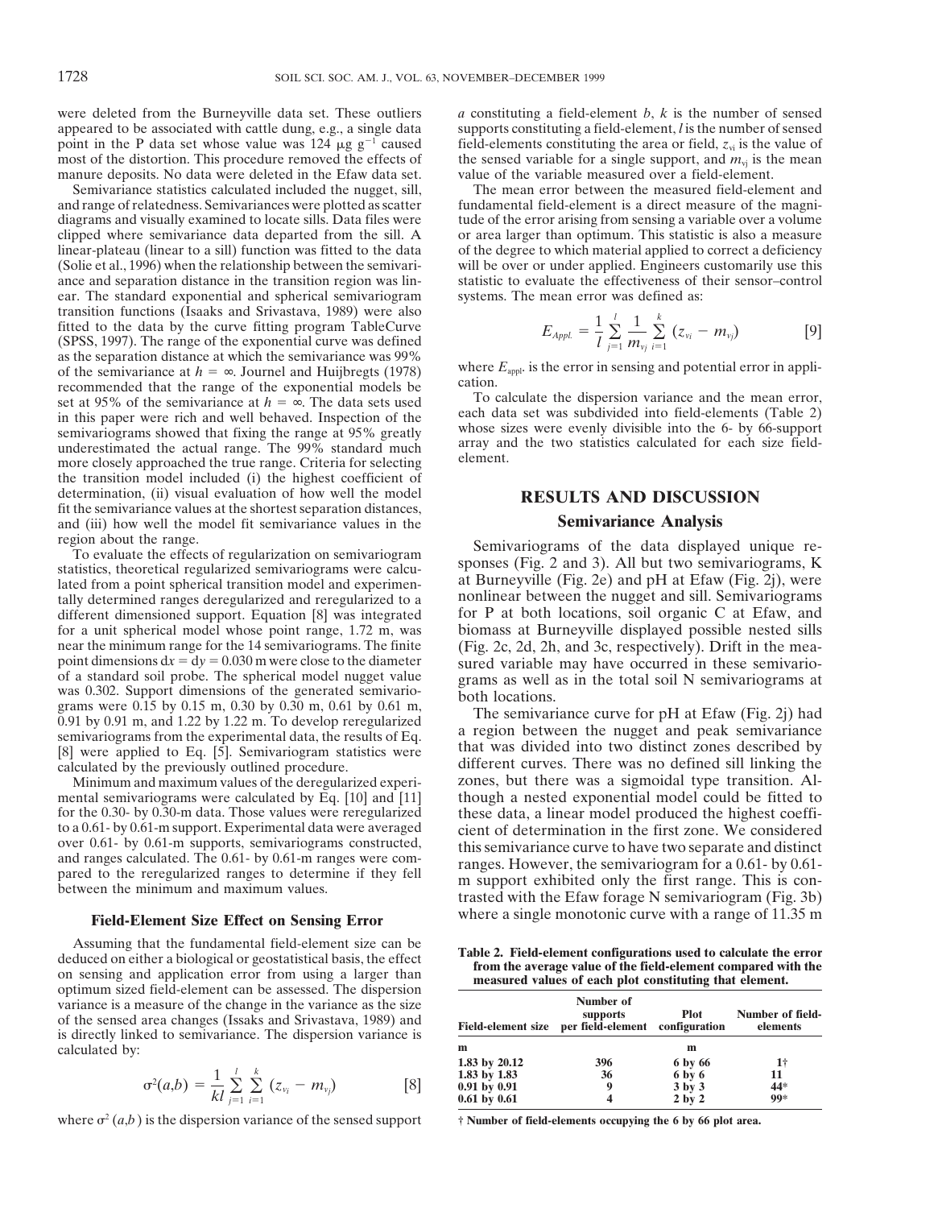were deleted from the Burneyville data set. These outliers appeared to be associated with cattle dung, e.g., a single data point in the P data set whose value was 124 μg g$^{-1}$ caused most of the distortion. This procedure removed the effects of manure deposits. No data were deleted in the Efaw data set.

Semivariance statistics calculated included the nugget, sill, and range of relatedness. Semivariances were plotted as scatter diagrams and visually examined to locate sills. Data files were clipped where semivariance data departed from the sill. A linear-plateau (linear to a sill) function was fitted to the data (Solie et al., 1996) when the relationship between the semivariance and separation distance in the transition region was linear. The standard exponential and spherical semivariogram transition functions (Isaaks and Srivastava, 1989) were also fitted to the data by the curve fitting program TableCurve (SPSS, 1997). The range of the exponential curve was defined as the separation distance at which the semivariance was 99% of the semivariance at $h = \infty$. Journel and Huijbregts (1978) recommended that the range of the exponential models be set at 95% of the semivariance at $h = \infty$. The data sets used in this paper were rich and well behaved. Inspection of the semivariograms showed that fixing the range at 95% greatly underestimated the actual range. The 99% standard much more closely approached the true range. Criteria for selecting the transition model included (i) the highest coefficient of determination, (ii) visual evaluation of how well the model fit the semivariance values at the shortest separation distances, and (iii) how well the model fit semivariance values in the region about the range.

To evaluate the effects of regularization on semivariogram statistics, theoretical regularized semivariograms were calculated from a point spherical transition model and experimentally determined ranges deregularized and reregularized to a different dimensioned support. Equation [8] was integrated for a unit spherical model whose point range, 1.72 m, was near the minimum range for the 14 semivariograms. The finite point dimensions $dx = dy = 0.030$ m were close to the diameter of a standard soil probe. The spherical model nugget value was 0.302. Support dimensions of the generated semivariograms were 0.15 by 0.15 m, 0.30 by 0.30 m, 0.61 by 0.61 m, 0.91 by 0.91 m, and 1.22 by 1.22 m. To develop reregularized semivariograms from the experimental data, the results of Eq. [8] were applied to Eq. [5]. Semivariogram statistics were calculated by the previously outlined procedure.

Minimum and maximum values of the deregularized experimental semivariograms were calculated by Eq. [10] and [11] for the 0.30- by 0.30-m data. Those values were reregularized to a 0.61- by 0.61-m support. Experimental data were averaged over 0.61- by 0.61-m supports, semivariograms constructed, and ranges calculated. The 0.61- by 0.61-m ranges were compared to the reregularized ranges to determine if they fell between the minimum and maximum values.

### Field-Element Size Effect on Sensing Error

Assuming that the fundamental field-element size can be deduced on either a biological or geostatistical basis, the effect on sensing and application error from using a larger than optimum sized field-element can be assessed. The dispersion variance is a measure of the change in the variance as the size of the sensed area changes (Issaks and Srivastava, 1989) and is directly linked to semivariance. The dispersion variance is calculated by:

$$\sigma^2(a,b) = \frac{1}{kl}\sum_{j=1}^{l}\sum_{i=1}^{k}(z_{vi} - m_{vj}) \qquad [8]$$

where $\sigma^2(a,b)$ is the dispersion variance of the sensed support $a$ constituting a field-element $b$, $k$ is the number of sensed supports constituting a field-element, $l$ is the number of sensed field-elements constituting the area or field, $z_{vi}$ is the value of the sensed variable for a single support, and $m_{vj}$ is the mean value of the variable measured over a field-element.

The mean error between the measured field-element and fundamental field-element is a direct measure of the magnitude of the error arising from sensing a variable over a volume or area larger than optimum. This statistic is also a measure of the degree to which material applied to correct a deficiency will be over or under applied. Engineers customarily use this statistic to evaluate the effectiveness of their sensor–control systems. The mean error was defined as:

$$E_{Appl.} = \frac{1}{l}\sum_{j=1}^{l}\frac{1}{m_{vj}}\sum_{i=1}^{k}(z_{vi} - m_{vj}) \qquad [9]$$

where $E_{appl.}$ is the error in sensing and potential error in application.

To calculate the dispersion variance and the mean error, each data set was subdivided into field-elements (Table 2) whose sizes were evenly divisible into the 6- by 66-support array and the two statistics calculated for each size field-element.

Table 2. Field-element configurations used to calculate the error from the average value of the field-element compared with the measured values of each plot constituting that element.

| Field-element size | Number of supports per field-element | Plot configuration | Number of field-elements |
|---|---|---|---|
| m | | m | |
| 1.83 by 20.12 | 396 | 6 by 66 | 1† |
| 1.83 by 1.83 | 36 | 6 by 6 | 11 |
| 0.91 by 0.91 | 9 | 3 by 3 | 44* |
| 0.61 by 0.61 | 4 | 2 by 2 | 99* |

† Number of field-elements occupying the 6 by 66 plot area.

## RESULTS AND DISCUSSION

### Semivariance Analysis

Semivariograms of the data displayed unique responses (Fig. 2 and 3). All but two semivariograms, K at Burneyville (Fig. 2e) and pH at Efaw (Fig. 2j), were nonlinear between the nugget and sill. Semivariograms for P at both locations, soil organic C at Efaw, and biomass at Burneyville displayed possible nested sills (Fig. 2c, 2d, 2h, and 3c, respectively). Drift in the measured variable may have occurred in these semivariograms as well as in the total soil N semivariograms at both locations.

The semivariance curve for pH at Efaw (Fig. 2j) had a region between the nugget and peak semivariance that was divided into two distinct zones described by different curves. There was no defined sill linking the zones, but there was a sigmoidal type transition. Although a nested exponential model could be fitted to these data, a linear model produced the highest coefficient of determination in the first zone. We considered this semivariance curve to have two separate and distinct ranges. However, the semivariogram for a 0.61- by 0.61-m support exhibited only the first range. This is contrasted with the Efaw forage N semivariogram (Fig. 3b) where a single monotonic curve with a range of 11.35 m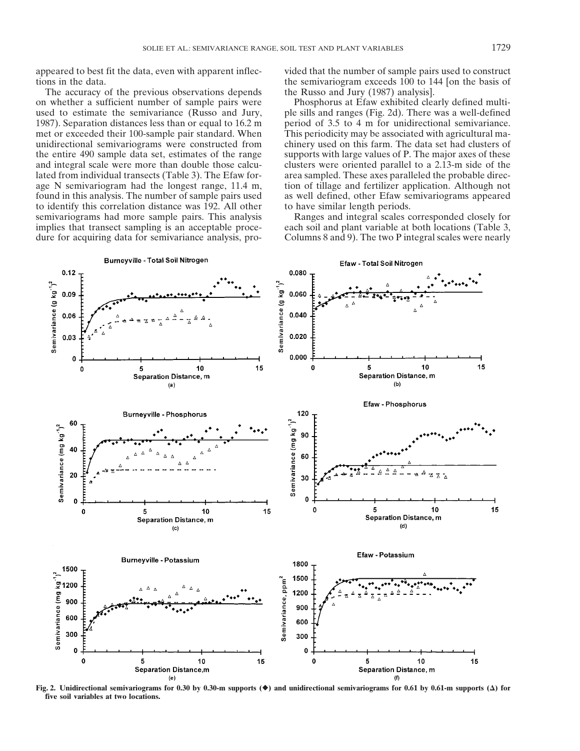appeared to best fit the data, even with apparent inflections in the data.

The accuracy of the previous observations depends on whether a sufficient number of sample pairs were used to estimate the semivariance (Russo and Jury, 1987). Separation distances less than or equal to 16.2 m met or exceeded their 100-sample pair standard. When unidirectional semivariograms were constructed from the entire 490 sample data set, estimates of the range and integral scale were more than double those calculated from individual transects (Table 3). The Efaw forage N semivariogram had the longest range, 11.4 m, found in this analysis. The number of sample pairs used to identify this correlation distance was 192. All other semivariograms had more sample pairs. This analysis implies that transect sampling is an acceptable procedure for acquiring data for semivariance analysis, provided that the number of sample pairs used to construct the semivariogram exceeds 100 to 144 [on the basis of the Russo and Jury (1987) analysis].

Phosphorus at Efaw exhibited clearly defined multiple sills and ranges (Fig. 2d). There was a well-defined period of 3.5 to 4 m for unidirectional semivariance. This periodicity may be associated with agricultural machinery used on this farm. The data set had clusters of supports with large values of P. The major axes of these clusters were oriented parallel to a 2.13-m side of the area sampled. These axes paralleled the probable direction of tillage and fertilizer application. Although not as well defined, other Efaw semivariograms appeared to have similar length periods.

Ranges and integral scales corresponded closely for each soil and plant variable at both locations (Table 3, Columns 8 and 9). The two P integral scales were nearly

**Fig. 2. Unidirectional semivariograms for 0.30 by 0.30-m supports (◆) and unidirectional semivariograms for 0.61 by 0.61-m supports (Δ) for five soil variables at two locations.**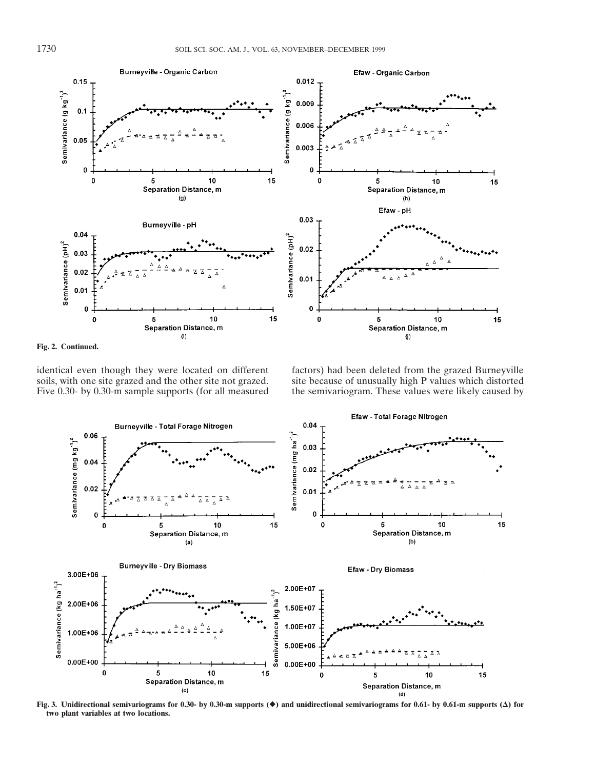Fig. 2. Continued.

identical even though they were located on different soils, with one site grazed and the other site not grazed. Five 0.30- by 0.30-m sample supports (for all measured factors) had been deleted from the grazed Burneyville site because of unusually high P values which distorted the semivariogram. These values were likely caused by

Fig. 3. Unidirectional semivariograms for 0.30- by 0.30-m supports (◆) and unidirectional semivariograms for 0.61- by 0.61-m supports (Δ) for two plant variables at two locations.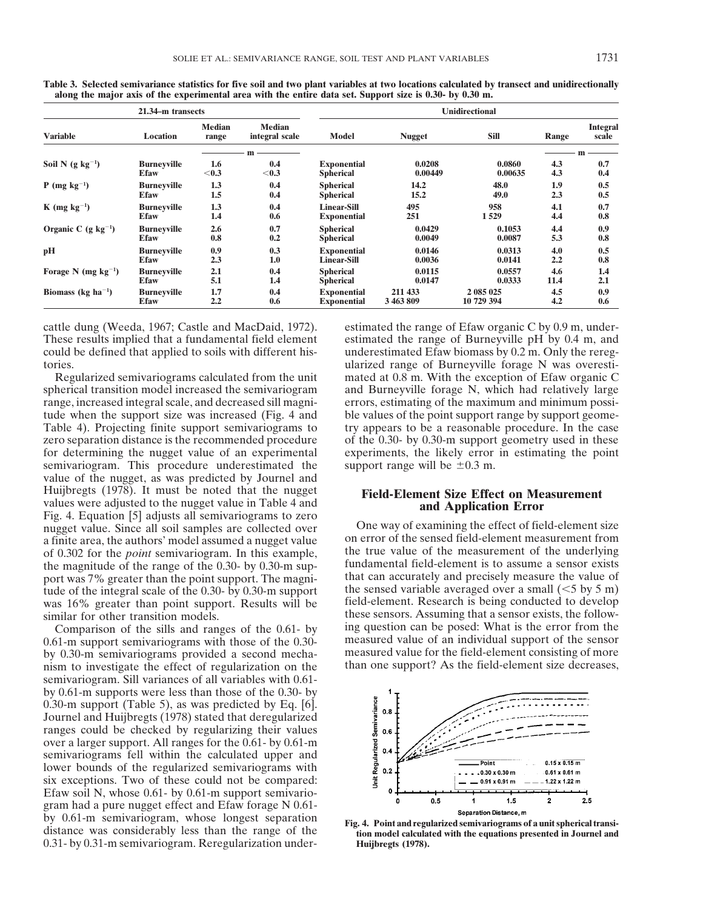**Table 3. Selected semivariance statistics for five soil and two plant variables at two locations calculated by transect and unidirectionally along the major axis of the experimental area with the entire data set. Support size is 0.30- by 0.30 m.**

| 21.34–m transects | | | | Unidirectional | | | | |
|---|---|---|---|---|---|---|---|---|
| Variable | Location | Median range | Median integral scale | Model | Nugget | Sill | Range | Integral scale |
| | | m | | | | | m | |
| Soil N (g $kg^{-1}$) | Burneyville | 1.6 | 0.4 | Exponential | 0.0208 | 0.0860 | 4.3 | 0.7 |
| | Efaw | <0.3 | <0.3 | Exponential | 0.00449 | 0.00635 | 4.3 | 0.4 |
| P (mg $kg^{-1}$) | Burneyville | 1.3 | 0.4 | Spherical | 14.2 | 48.0 | 1.9 | 0.5 |
| | Efaw | 1.5 | 0.4 | Spherical | 15.2 | 49.0 | 2.3 | 0.5 |
| K (mg $kg^{-1}$) | Burneyville | 1.3 | 0.4 | Linear-Sill | 495 | 958 | 4.1 | 0.7 |
| | Efaw | 1.4 | 0.6 | Exponential | 251 | 1 529 | 4.4 | 0.8 |
| Organic C (g $kg^{-1}$) | Burneyville | 2.6 | 0.7 | Spherical | 0.0429 | 0.1053 | 4.4 | 0.9 |
| | Efaw | 0.8 | 0.2 | Spherical | 0.0049 | 0.0087 | 5.3 | 0.8 |
| pH | Burneyville | 0.9 | 0.3 | Exponential | 0.0146 | 0.0313 | 4.0 | 0.5 |
| | Efaw | 2.3 | 1.0 | Linear-Sill | 0.0036 | 0.0141 | 2.2 | 0.8 |
| Forage N (mg $kg^{-1}$) | Burneyville | 2.1 | 0.4 | Spherical | 0.0115 | 0.0557 | 4.6 | 1.4 |
| | Efaw | 5.1 | 1.4 | Spherical | 0.0147 | 0.0333 | 11.4 | 2.1 |
| Biomass (kg $ha^{-1}$) | Burneyville | 1.7 | 0.4 | Exponential | 211 433 | 2 085 025 | 4.5 | 0.9 |
| | Efaw | 2.2 | 0.6 | Exponential | 3 463 809 | 10 729 394 | 4.2 | 0.6 |

cattle dung (Weeda, 1967; Castle and MacDaid, 1972). These results implied that a fundamental field element could be defined that applied to soils with different histories.

Regularized semivariograms calculated from the unit spherical transition model increased the semivariogram range, increased integral scale, and decreased sill magnitude when the support size was increased (Fig. 4 and Table 4). Projecting finite support semivariograms to zero separation distance is the recommended procedure for determining the nugget value of an experimental semivariogram. This procedure underestimated the value of the nugget, as was predicted by Journel and Huijbregts (1978). It must be noted that the nugget values were adjusted to the nugget value in Table 4 and Fig. 4. Equation [5] adjusts all semivariograms to zero nugget value. Since all soil samples are collected over a finite area, the authors' model assumed a nugget value of 0.302 for the *point* semivariogram. In this example, the magnitude of the range of the 0.30- by 0.30-m support was 7% greater than the point support. The magnitude of the integral scale of the 0.30- by 0.30-m support was 16% greater than point support. Results will be similar for other transition models.

Comparison of the sills and ranges of the 0.61- by 0.61-m support semivariograms with those of the 0.30- by 0.30-m semivariograms provided a second mechanism to investigate the effect of regularization on the semivariogram. Sill variances of all variables with 0.61- by 0.61-m supports were less than those of the 0.30- by 0.30-m support (Table 5), as was predicted by Eq. [6]. Journel and Huijbregts (1978) stated that deregularized ranges could be checked by regularizing their values over a larger support. All ranges for the 0.61- by 0.61-m semivariograms fell within the calculated upper and lower bounds of the regularized semivariograms with six exceptions. Two of these could not be compared: Efaw soil N, whose 0.61- by 0.61-m support semivariogram had a pure nugget effect and Efaw forage N 0.61- by 0.61-m semivariogram, whose longest separation distance was considerably less than the range of the 0.31- by 0.31-m semivariogram. Reregularization underestimated the range of Efaw organic C by 0.9 m, underestimated the range of Burneyville pH by 0.4 m, and underestimated Efaw biomass by 0.2 m. Only the reregularized range of Burneyville forage N was overestimated at 0.8 m. With the exception of Efaw organic C and Burneyville forage N, which had relatively large errors, estimating of the maximum and minimum possible values of the point support range by support geometry appears to be a reasonable procedure. In the case of the 0.30- by 0.30-m support geometry used in these experiments, the likely error in estimating the point support range will be ±0.3 m.

## Field-Element Size Effect on Measurement and Application Error

One way of examining the effect of field-element size on error of the sensed field-element measurement from the true value of the measurement of the underlying fundamental field-element is to assume a sensor exists that can accurately and precisely measure the value of the sensed variable averaged over a small (<5 by 5 m) field-element. Research is being conducted to develop these sensors. Assuming that a sensor exists, the following question can be posed: What is the error from the measured value of an individual support of the sensor measured value for the field-element consisting of more than one support? As the field-element size decreases,

**Fig. 4. Point and regularized semivariograms of a unit spherical transition model calculated with the equations presented in Journel and Huijbregts (1978).**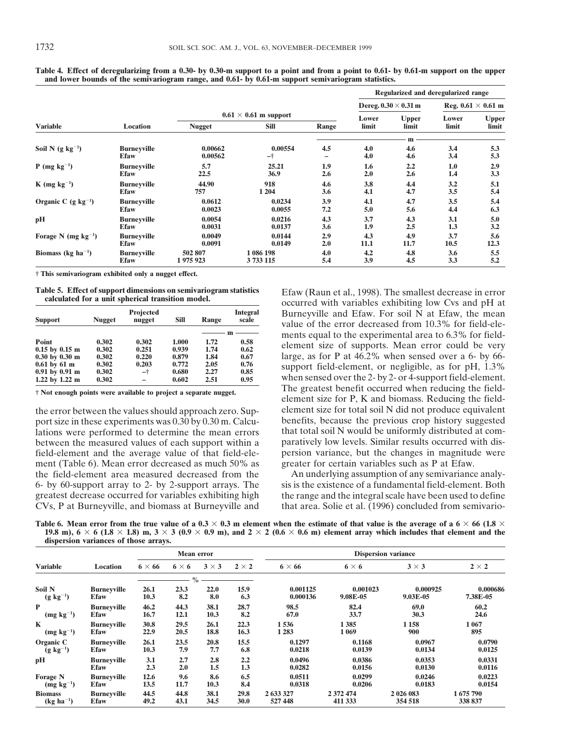**Table 4. Effect of deregularizing from a 0.30- by 0.30-m support to a point and from a point to 0.61- by 0.61-m support on the upper and lower bounds of the semivariogram range, and 0.61- by 0.61-m support semivariogram statistics.**

| Variable | Location | $0.61 \times 0.61$ m support | | | Regularized and deregularized range | | | |
|---|---|---|---|---|---|---|---|---|
| | | | | | Dereg. $0.30 \times 0.31$ m | | Reg. $0.61 \times 0.61$ m | |
| | | Nugget | Sill | Range | Lower limit | Upper limit | Lower limit | Upper limit |
| | | | | m | | | | |
| Soil N (g kg$^{-1}$) | Burneyville | 0.00662 | 0.00554 | 4.5 | 4.0 | 4.6 | 3.4 | 5.3 |
| | Efaw | 0.00562 | –† | – | 4.0 | 4.6 | 3.4 | 5.3 |
| P (mg kg$^{-1}$) | Burneyville | 5.7 | 25.21 | 1.9 | 1.6 | 2.2 | 1.0 | 2.9 |
| | Efaw | 22.5 | 36.9 | 2.6 | 2.0 | 2.6 | 1.4 | 3.3 |
| K (mg kg$^{-1}$) | Burneyville | 44.90 | 918 | 4.6 | 3.8 | 4.4 | 3.2 | 5.1 |
| | Efaw | 757 | 1 204 | 3.6 | 4.1 | 4.7 | 3.5 | 5.4 |
| Organic C (g kg$^{-1}$) | Burneyville | 0.0612 | 0.0234 | 3.9 | 4.1 | 4.7 | 3.5 | 5.4 |
| | Efaw | 0.0023 | 0.0055 | 7.2 | 5.0 | 5.6 | 4.4 | 6.3 |
| pH | Burneyville | 0.0054 | 0.0216 | 4.3 | 3.7 | 4.3 | 3.1 | 5.0 |
| | Efaw | 0.0031 | 0.0137 | 3.6 | 1.9 | 2.5 | 1.3 | 3.2 |
| Forage N (mg kg$^{-1}$) | Burneyville | 0.0049 | 0.0144 | 2.9 | 4.3 | 4.9 | 3.7 | 5.6 |
| | Efaw | 0.0091 | 0.0149 | 2.0 | 11.1 | 11.7 | 10.5 | 12.3 |
| Biomass (kg ha$^{-1}$) | Burneyville | 502 807 | 1 086 198 | 4.0 | 4.2 | 4.8 | 3.6 | 5.5 |
| | Efaw | 1 975 923 | 3 733 115 | 5.4 | 3.9 | 4.5 | 3.3 | 5.2 |

† This semivariogram exhibited only a nugget effect.

**Table 5. Effect of support dimensions on semivariogram statistics calculated for a unit spherical transition model.**

| Support | Nugget | Projected nugget | Sill | Range | Integral scale |
|---|---|---|---|---|---|
| | | | | m | |
| Point | 0.302 | 0.302 | 1.000 | 1.72 | 0.58 |
| 0.15 by 0.15 m | 0.302 | 0.251 | 0.939 | 1.74 | 0.62 |
| 0.30 by 0.30 m | 0.302 | 0.220 | 0.879 | 1.84 | 0.67 |
| 0.61 by 61 m | 0.302 | 0.203 | 0.772 | 2.05 | 0.76 |
| 0.91 by 0.91 m | 0.302 | –† | 0.680 | 2.27 | 0.85 |
| 1.22 by 1.22 m | 0.302 | – | 0.602 | 2.51 | 0.95 |

† Not enough points were available to project a separate nugget.

the error between the values should approach zero. Support size in these experiments was 0.30 by 0.30 m. Calculations were performed to determine the mean errors between the measured values of each support within a field-element and the average value of that field-element (Table 6). Mean error decreased as much 50% as the field-element area measured decreased from the 6- by 60-support array to 2- by 2-support arrays. The greatest decrease occurred for variables exhibiting high CVs, P at Burneyville, and biomass at Burneyville and Efaw (Raun et al., 1998). The smallest decrease in error occurred with variables exhibiting low Cvs and pH at Burneyville and Efaw. For soil N at Efaw, the mean value of the error decreased from 10.3% for field-elements equal to the experimental area to 6.3% for field-element size of supports. Mean error could be very large, as for P at 46.2% when sensed over a 6- by 66-support field-element, or negligible, as for pH, 1.3% when sensed over the 2- by 2- or 4-support field-element. The greatest benefit occurred when reducing the field-element size for P, K and biomass. Reducing the field-element size for total soil N did not produce equivalent benefits, because the previous crop history suggested that total soil N would be uniformly distributed at comparatively low levels. Similar results occurred with dispersion variance, but the changes in magnitude were greater for certain variables such as P at Efaw.

An underlying assumption of any semivariance analysis is the existence of a fundamental field-element. Both the range and the integral scale have been used to define that area. Solie et al. (1996) concluded from semivario-

**Table 6. Mean error from the true value of a $0.3 \times 0.3$ m element when the estimate of that value is the average of a $6 \times 66$ ($1.8 \times 19.8$ m), $6 \times 6$ ($1.8 \times 1.8$) m, $3 \times 3$ ($0.9 \times 0.9$ m), and $2 \times 2$ ($0.6 \times 0.6$ m) element array which includes that element and the dispersion variances of those arrays.**

| Variable | Location | Mean error | | | | Dispersion variance | | | |
|---|---|---|---|---|---|---|---|---|---|
| | | $6 \times 66$ | $6 \times 6$ | $3 \times 3$ | $2 \times 2$ | $6 \times 66$ | $6 \times 6$ | $3 \times 3$ | $2 \times 2$ |
| | | % | | | | | | | |
| Soil N (g kg$^{-1}$) | Burneyville | 26.1 | 23.3 | 22.0 | 15.9 | 0.001125 | 0.001023 | 0.000925 | 0.000686 |
| | Efaw | 10.3 | 8.2 | 8.0 | 6.3 | 0.000136 | 9.08E-05 | 9.03E-05 | 7.38E-05 |
| P (mg kg$^{-1}$) | Burneyville | 46.2 | 44.3 | 38.1 | 28.7 | 98.5 | 82.4 | 69.0 | 60.2 |
| | Efaw | 16.7 | 12.1 | 10.3 | 8.2 | 67.0 | 33.7 | 30.3 | 24.6 |
| K (mg kg$^{-1}$) | Burneyville | 30.8 | 29.5 | 26.1 | 22.3 | 1 536 | 1 385 | 1 158 | 1 067 |
| | Efaw | 22.9 | 20.5 | 18.8 | 16.3 | 1 283 | 1 069 | 900 | 895 |
| Organic C (g kg$^{-1}$) | Burneyville | 26.1 | 23.5 | 20.8 | 15.5 | 0.1297 | 0.1168 | 0.0967 | 0.0790 |
| | Efaw | 10.3 | 7.9 | 7.7 | 6.8 | 0.0218 | 0.0139 | 0.0134 | 0.0125 |
| pH | Burneyville | 3.1 | 2.7 | 2.8 | 2.2 | 0.0496 | 0.0386 | 0.0353 | 0.0331 |
| | Efaw | 2.3 | 2.0 | 1.5 | 1.3 | 0.0282 | 0.0156 | 0.0130 | 0.0116 |
| Forage N (mg kg$^{-1}$) | Burneyville | 12.6 | 9.6 | 8.6 | 6.5 | 0.0511 | 0.0299 | 0.0246 | 0.0223 |
| | Efaw | 13.5 | 11.7 | 10.3 | 8.4 | 0.0318 | 0.0206 | 0.0183 | 0.0154 |
| Biomass (kg ha$^{-1}$) | Burneyville | 44.5 | 44.8 | 38.1 | 29.8 | 2 633 327 | 2 372 474 | 2 026 083 | 1 675 790 |
| | Efaw | 49.2 | 43.1 | 34.5 | 30.0 | 527 448 | 411 333 | 354 518 | 338 837 |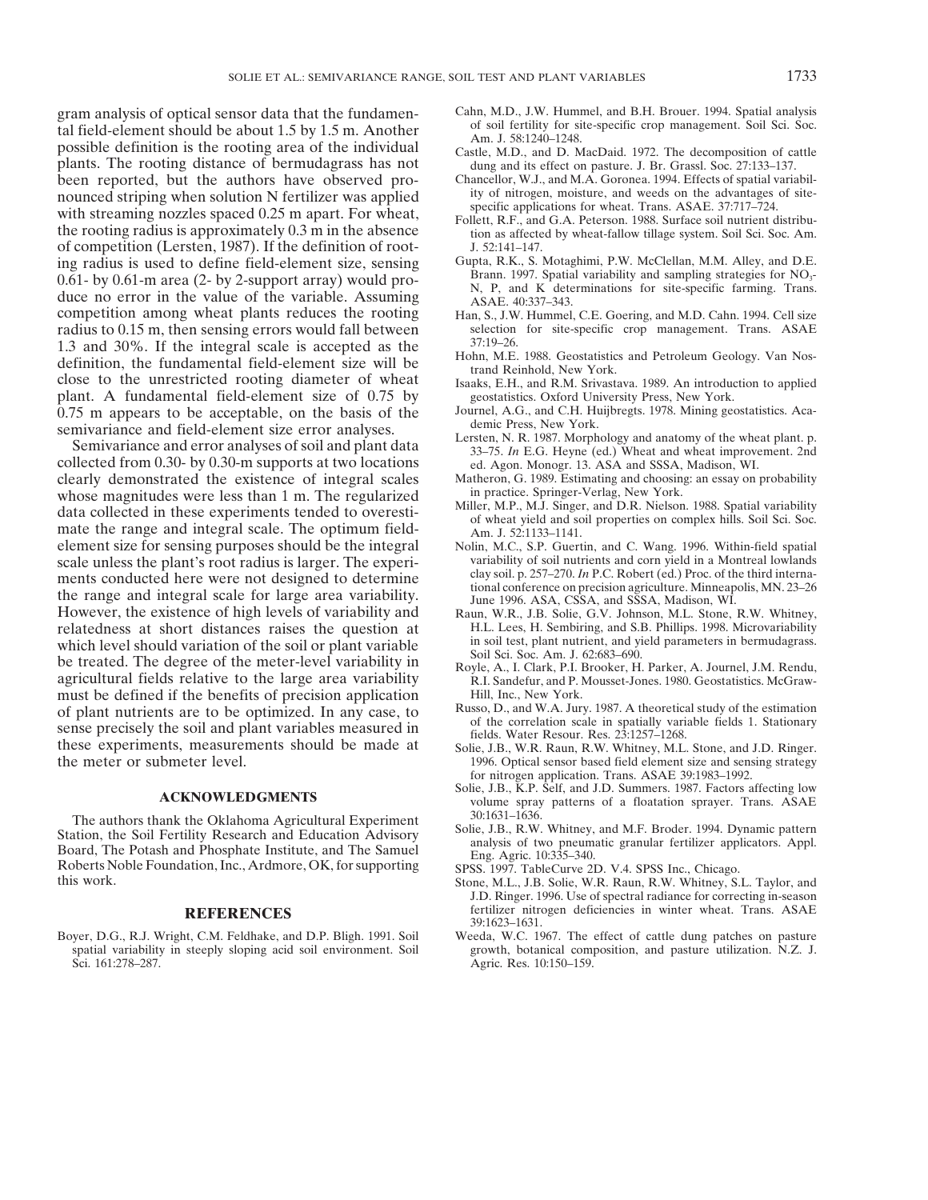gram analysis of optical sensor data that the fundamental field-element should be about 1.5 by 1.5 m. Another possible definition is the rooting area of the individual plants. The rooting distance of bermudagrass has not been reported, but the authors have observed pronounced striping when solution N fertilizer was applied with streaming nozzles spaced 0.25 m apart. For wheat, the rooting radius is approximately 0.3 m in the absence of competition (Lersten, 1987). If the definition of rooting radius is used to define field-element size, sensing 0.61- by 0.61-m area (2- by 2-support array) would produce no error in the value of the variable. Assuming competition among wheat plants reduces the rooting radius to 0.15 m, then sensing errors would fall between 1.3 and 30%. If the integral scale is accepted as the definition, the fundamental field-element size will be close to the unrestricted rooting diameter of wheat plant. A fundamental field-element size of 0.75 by 0.75 m appears to be acceptable, on the basis of the semivariance and field-element size error analyses.

Semivariance and error analyses of soil and plant data collected from 0.30- by 0.30-m supports at two locations clearly demonstrated the existence of integral scales whose magnitudes were less than 1 m. The regularized data collected in these experiments tended to overestimate the range and integral scale. The optimum field-element size for sensing purposes should be the integral scale unless the plant's root radius is larger. The experiments conducted here were not designed to determine the range and integral scale for large area variability. However, the existence of high levels of variability and relatedness at short distances raises the question at which level should variation of the soil or plant variable be treated. The degree of the meter-level variability in agricultural fields relative to the large area variability must be defined if the benefits of precision application of plant nutrients are to be optimized. In any case, to sense precisely the soil and plant variables measured in these experiments, measurements should be made at the meter or submeter level.

## ACKNOWLEDGMENTS

The authors thank the Oklahoma Agricultural Experiment Station, the Soil Fertility Research and Education Advisory Board, The Potash and Phosphate Institute, and The Samuel Roberts Noble Foundation, Inc., Ardmore, OK, for supporting this work.

## REFERENCES

Boyer, D.G., R.J. Wright, C.M. Feldhake, and D.P. Bligh. 1991. Soil spatial variability in steeply sloping acid soil environment. Soil Sci. 161:278–287.

Cahn, M.D., J.W. Hummel, and B.H. Brouer. 1994. Spatial analysis of soil fertility for site-specific crop management. Soil Sci. Soc. Am. J. 58:1240–1248.

Castle, M.D., and D. MacDaid. 1972. The decomposition of cattle dung and its effect on pasture. J. Br. Grassl. Soc. 27:133–137.

Chancellor, W.J., and M.A. Goronea. 1994. Effects of spatial variability of nitrogen, moisture, and weeds on the advantages of site-specific applications for wheat. Trans. ASAE. 37:717–724.

Follett, R.F., and G.A. Peterson. 1988. Surface soil nutrient distribution as affected by wheat-fallow tillage system. Soil Sci. Soc. Am. J. 52:141–147.

Gupta, R.K., S. Motaghimi, P.W. McClellan, M.M. Alley, and D.E. Brann. 1997. Spatial variability and sampling strategies for $NO_3$-N, P, and K determinations for site-specific farming. Trans. ASAE. 40:337–343.

Han, S., J.W. Hummel, C.E. Goering, and M.D. Cahn. 1994. Cell size selection for site-specific crop management. Trans. ASAE 37:19–26.

Hohn, M.E. 1988. Geostatistics and Petroleum Geology. Van Nostrand Reinhold, New York.

Isaaks, E.H., and R.M. Srivastava. 1989. An introduction to applied geostatistics. Oxford University Press, New York.

Journel, A.G., and C.H. Huijbregts. 1978. Mining geostatistics. Academic Press, New York.

Lersten, N. R. 1987. Morphology and anatomy of the wheat plant. p. 33–75. *In* E.G. Heyne (ed.) Wheat and wheat improvement. 2nd ed. Agon. Monogr. 13. ASA and SSSA, Madison, WI.

Matheron, G. 1989. Estimating and choosing: an essay on probability in practice. Springer-Verlag, New York.

Miller, M.P., M.J. Singer, and D.R. Nielson. 1988. Spatial variability of wheat yield and soil properties on complex hills. Soil Sci. Soc. Am. J. 52:1133–1141.

Nolin, M.C., S.P. Guertin, and C. Wang. 1996. Within-field spatial variability of soil nutrients and corn yield in a Montreal lowlands clay soil. p. 257–270. *In* P.C. Robert (ed.) Proc. of the third international conference on precision agriculture. Minneapolis, MN. 23–26 June 1996. ASA, CSSA, and SSSA, Madison, WI.

Raun, W.R., J.B. Solie, G.V. Johnson, M.L. Stone, R.W. Whitney, H.L. Lees, H. Sembiring, and S.B. Phillips. 1998. Microvariability in soil test, plant nutrient, and yield parameters in bermudagrass. Soil Sci. Soc. Am. J. 62:683–690.

Royle, A., I. Clark, P.I. Brooker, H. Parker, A. Journel, J.M. Rendu, R.I. Sandefur, and P. Mousset-Jones. 1980. Geostatistics. McGraw-Hill, Inc., New York.

Russo, D., and W.A. Jury. 1987. A theoretical study of the estimation of the correlation scale in spatially variable fields 1. Stationary fields. Water Resour. Res. 23:1257–1268.

Solie, J.B., W.R. Raun, R.W. Whitney, M.L. Stone, and J.D. Ringer. 1996. Optical sensor based field element size and sensing strategy for nitrogen application. Trans. ASAE 39:1983–1992.

Solie, J.B., K.P. Self, and J.D. Summers. 1987. Factors affecting low volume spray patterns of a floatation sprayer. Trans. ASAE 30:1631–1636.

Solie, J.B., R.W. Whitney, and M.F. Broder. 1994. Dynamic pattern analysis of two pneumatic granular fertilizer applicators. Appl. Eng. Agric. 10:335–340.

SPSS. 1997. TableCurve 2D. V.4. SPSS Inc., Chicago.

Stone, M.L., J.B. Solie, W.R. Raun, R.W. Whitney, S.L. Taylor, and J.D. Ringer. 1996. Use of spectral radiance for correcting in-season fertilizer nitrogen deficiencies in winter wheat. Trans. ASAE 39:1623–1631.

Weeda, W.C. 1967. The effect of cattle dung patches on pasture growth, botanical composition, and pasture utilization. N.Z. J. Agric. Res. 10:150–159.